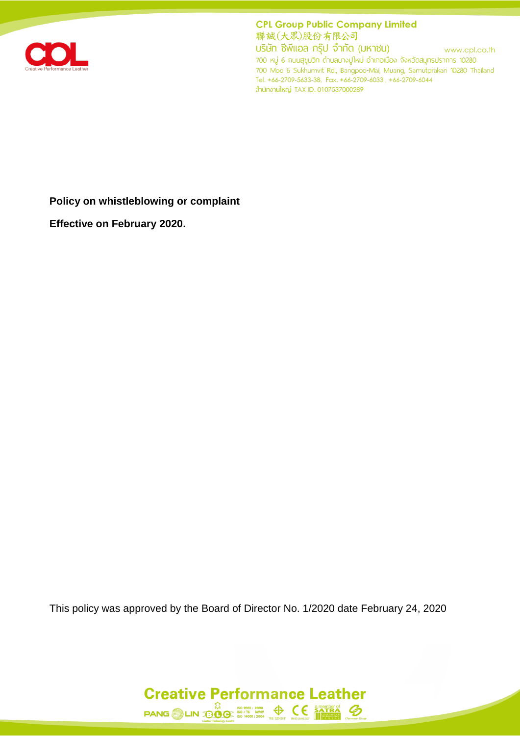**Policy on whistleblowing or complaint**

**Effective on February 2020.**

This policy was approved by the Board of Director No. 1/2020 date February 24, 2020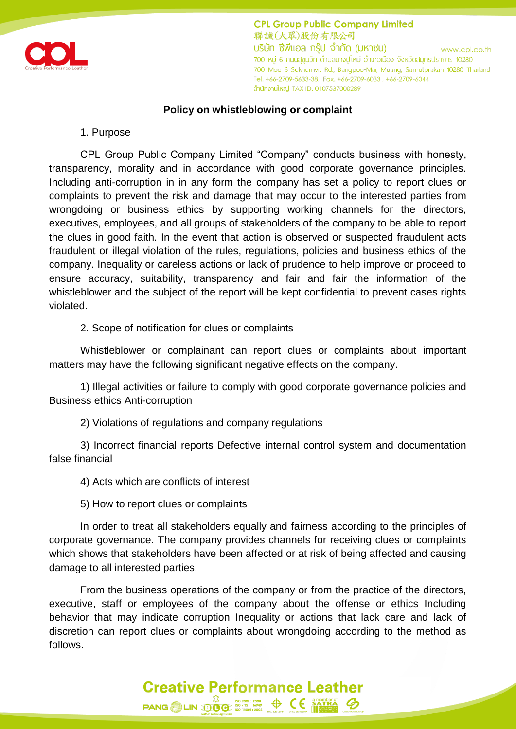## Policy on whistleblowing or complaint

1. Purpose

CPL Group Public Company Limited “Company” conducts business with honesty, transparency, morality and in accordance with good corporate governance principles. Including anti-corruption in in any form the company has set a policy to report clues or complaints to prevent the risk and damage that may occur to the interested parties from wrongdoing or business ethics by supporting working channels for the directors, executives, employees, and all groups of stakeholders of the company to be able to report the clues in good faith. In the event that action is observed or suspected fraudulent acts fraudulent or illegal violation of the rules, regulations, policies and business ethics of the company. Inequality or careless actions or lack of prudence to help improve or proceed to ensure accuracy, suitability, transparency and fair and fair the information of the whistleblower and the subject of the report will be kept confidential to prevent cases rights violated.

2. Scope of notification for clues or complaints

Whistleblower or complainant can report clues or complaints about important matters may have the following significant negative effects on the company.

1) Illegal activities or failure to comply with good corporate governance policies and Business ethics Anti-corruption

2) Violations of regulations and company regulations

3) Incorrect financial reports Defective internal control system and documentation false financial

4) Acts which are conflicts of interest

5) How to report clues or complaints

In order to treat all stakeholders equally and fairness according to the principles of corporate governance. The company provides channels for receiving clues or complaints which shows that stakeholders have been affected or at risk of being affected and causing damage to all interested parties.

From the business operations of the company or from the practice of the directors, executive, staff or employees of the company about the offense or ethics Including behavior that may indicate corruption Inequality or actions that lack care and lack of discretion can report clues or complaints about wrongdoing according to the method as follows.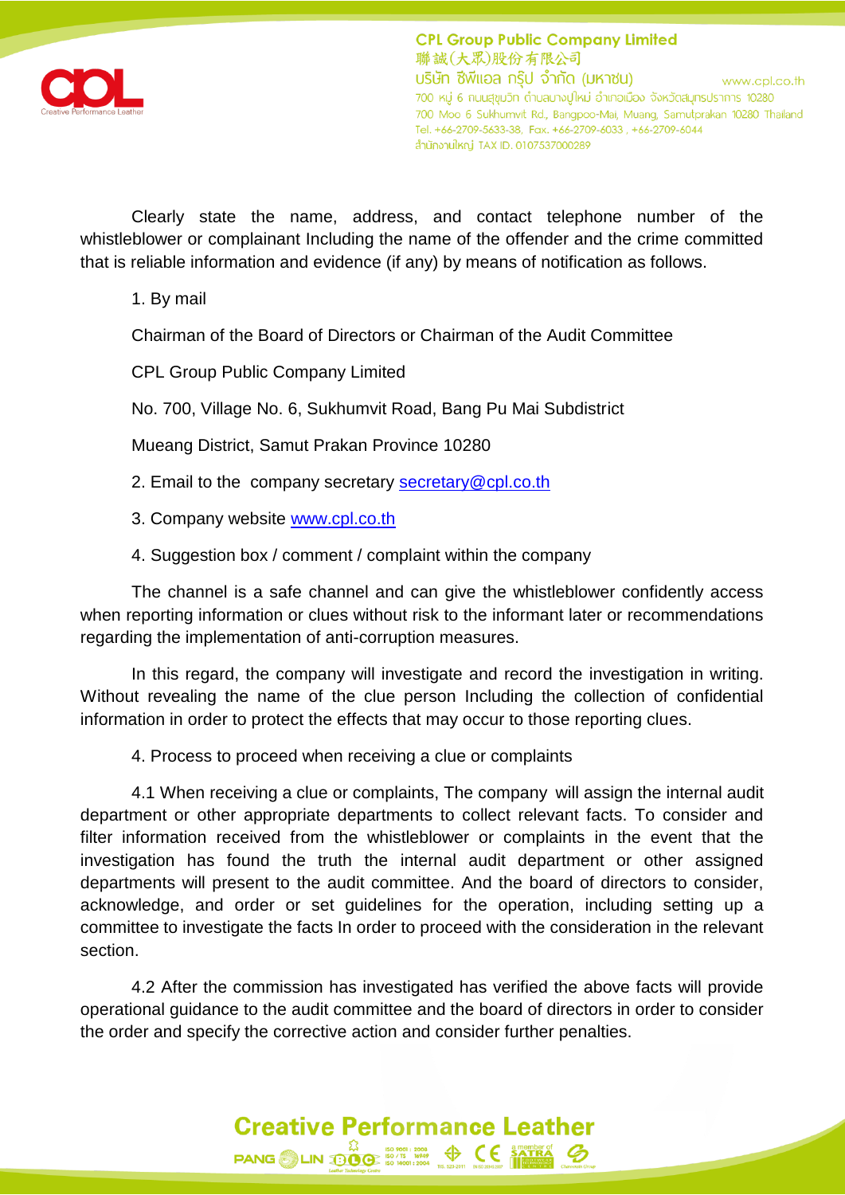Clearly state the name, address, and contact telephone number of the whistleblower or complainant Including the name of the offender and the crime committed that is reliable information and evidence (if any) by means of notification as follows.

1. By mail

Chairman of the Board of Directors or Chairman of the Audit Committee

CPL Group Public Company Limited

No. 700, Village No. 6, Sukhumvit Road, Bang Pu Mai Subdistrict

Mueang District, Samut Prakan Province 10280

2. Email to the company secretary secretary@cpl.co.th

3. Company website www.cpl.co.th

4. Suggestion box / comment / complaint within the company

The channel is a safe channel and can give the whistleblower confidently access when reporting information or clues without risk to the informant later or recommendations regarding the implementation of anti-corruption measures.

In this regard, the company will investigate and record the investigation in writing. Without revealing the name of the clue person Including the collection of confidential information in order to protect the effects that may occur to those reporting clues.

4. Process to proceed when receiving a clue or complaints

4.1 When receiving a clue or complaints, The company will assign the internal audit department or other appropriate departments to collect relevant facts. To consider and filter information received from the whistleblower or complaints in the event that the investigation has found the truth the internal audit department or other assigned departments will present to the audit committee. And the board of directors to consider, acknowledge, and order or set guidelines for the operation, including setting up a committee to investigate the facts In order to proceed with the consideration in the relevant section.

4.2 After the commission has investigated has verified the above facts will provide operational guidance to the audit committee and the board of directors in order to consider the order and specify the corrective action and consider further penalties.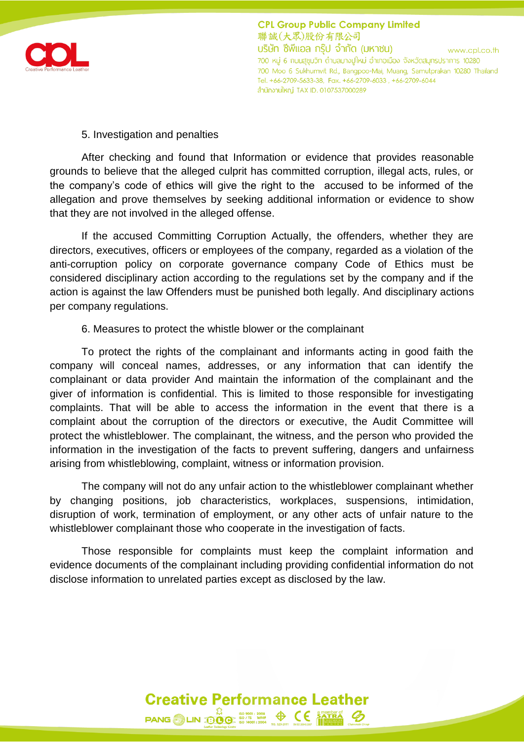5. Investigation and penalties

After checking and found that Information or evidence that provides reasonable grounds to believe that the alleged culprit has committed corruption, illegal acts, rules, or the company's code of ethics will give the right to the accused to be informed of the allegation and prove themselves by seeking additional information or evidence to show that they are not involved in the alleged offense.

If the accused Committing Corruption Actually, the offenders, whether they are directors, executives, officers or employees of the company, regarded as a violation of the anti-corruption policy on corporate governance company Code of Ethics must be considered disciplinary action according to the regulations set by the company and if the action is against the law Offenders must be punished both legally. And disciplinary actions per company regulations.

6. Measures to protect the whistle blower or the complainant

To protect the rights of the complainant and informants acting in good faith the company will conceal names, addresses, or any information that can identify the complainant or data provider And maintain the information of the complainant and the giver of information is confidential. This is limited to those responsible for investigating complaints. That will be able to access the information in the event that there is a complaint about the corruption of the directors or executive, the Audit Committee will protect the whistleblower. The complainant, the witness, and the person who provided the information in the investigation of the facts to prevent suffering, dangers and unfairness arising from whistleblowing, complaint, witness or information provision.

The company will not do any unfair action to the whistleblower complainant whether by changing positions, job characteristics, workplaces, suspensions, intimidation, disruption of work, termination of employment, or any other acts of unfair nature to the whistleblower complainant those who cooperate in the investigation of facts.

Those responsible for complaints must keep the complaint information and evidence documents of the complainant including providing confidential information do not disclose information to unrelated parties except as disclosed by the law.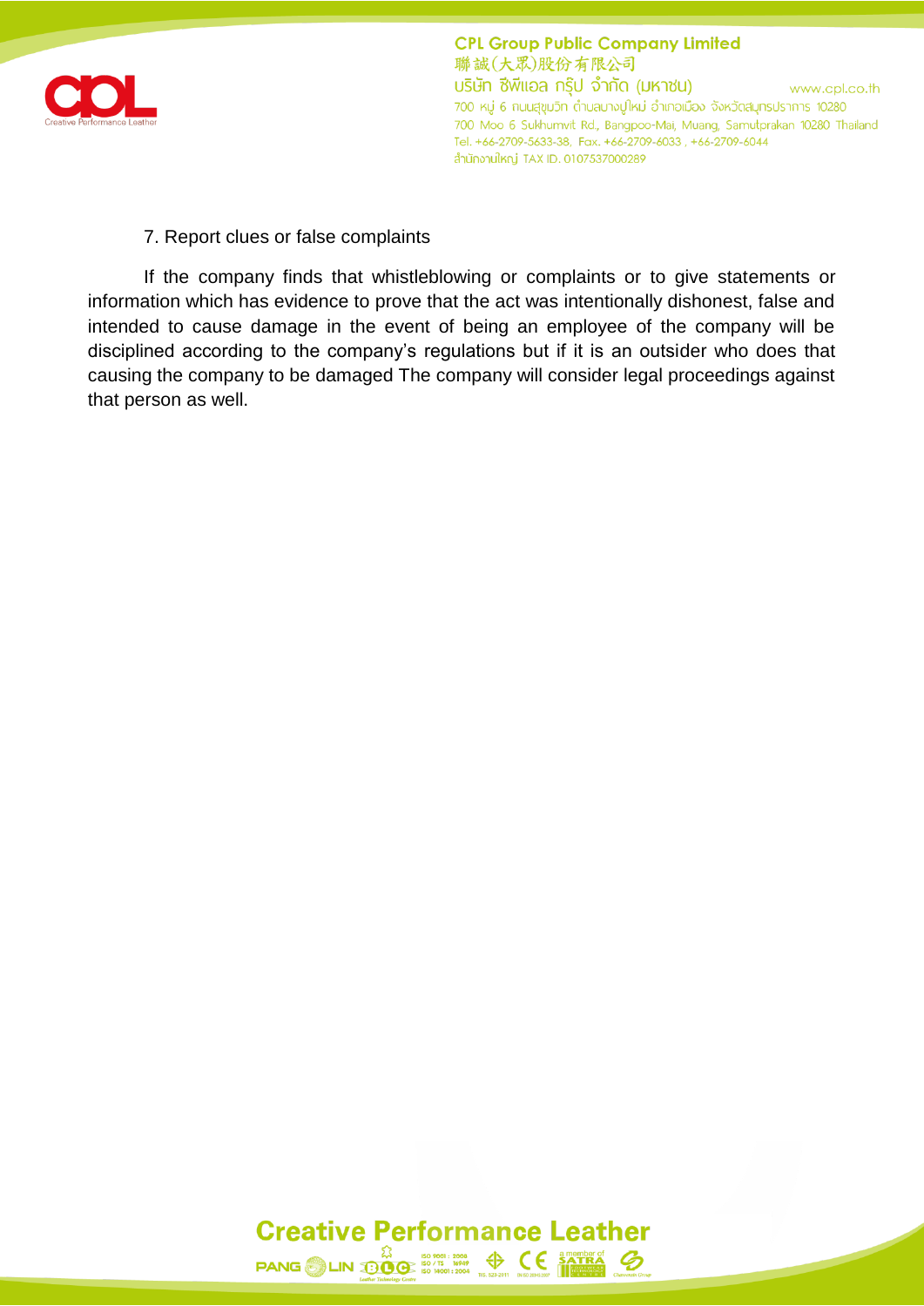7. Report clues or false complaints

If the company finds that whistleblowing or complaints or to give statements or information which has evidence to prove that the act was intentionally dishonest, false and intended to cause damage in the event of being an employee of the company will be disciplined according to the company's regulations but if it is an outsider who does that causing the company to be damaged The company will consider legal proceedings against that person as well.